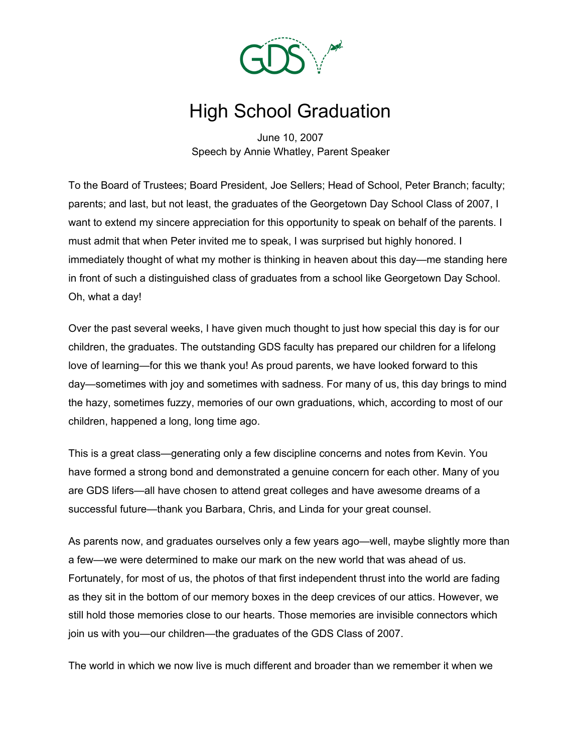# High School Graduation

June 10, 2007
Speech by Annie Whatley, Parent Speaker

To the Board of Trustees; Board President, Joe Sellers; Head of School, Peter Branch; faculty; parents; and last, but not least, the graduates of the Georgetown Day School Class of 2007, I want to extend my sincere appreciation for this opportunity to speak on behalf of the parents. I must admit that when Peter invited me to speak, I was surprised but highly honored. I immediately thought of what my mother is thinking in heaven about this day—me standing here in front of such a distinguished class of graduates from a school like Georgetown Day School. Oh, what a day!

Over the past several weeks, I have given much thought to just how special this day is for our children, the graduates. The outstanding GDS faculty has prepared our children for a lifelong love of learning—for this we thank you! As proud parents, we have looked forward to this day—sometimes with joy and sometimes with sadness. For many of us, this day brings to mind the hazy, sometimes fuzzy, memories of our own graduations, which, according to most of our children, happened a long, long time ago.

This is a great class—generating only a few discipline concerns and notes from Kevin. You have formed a strong bond and demonstrated a genuine concern for each other. Many of you are GDS lifers—all have chosen to attend great colleges and have awesome dreams of a successful future—thank you Barbara, Chris, and Linda for your great counsel.

As parents now, and graduates ourselves only a few years ago—well, maybe slightly more than a few—we were determined to make our mark on the new world that was ahead of us. Fortunately, for most of us, the photos of that first independent thrust into the world are fading as they sit in the bottom of our memory boxes in the deep crevices of our attics. However, we still hold those memories close to our hearts. Those memories are invisible connectors which join us with you—our children—the graduates of the GDS Class of 2007.

The world in which we now live is much different and broader than we remember it when we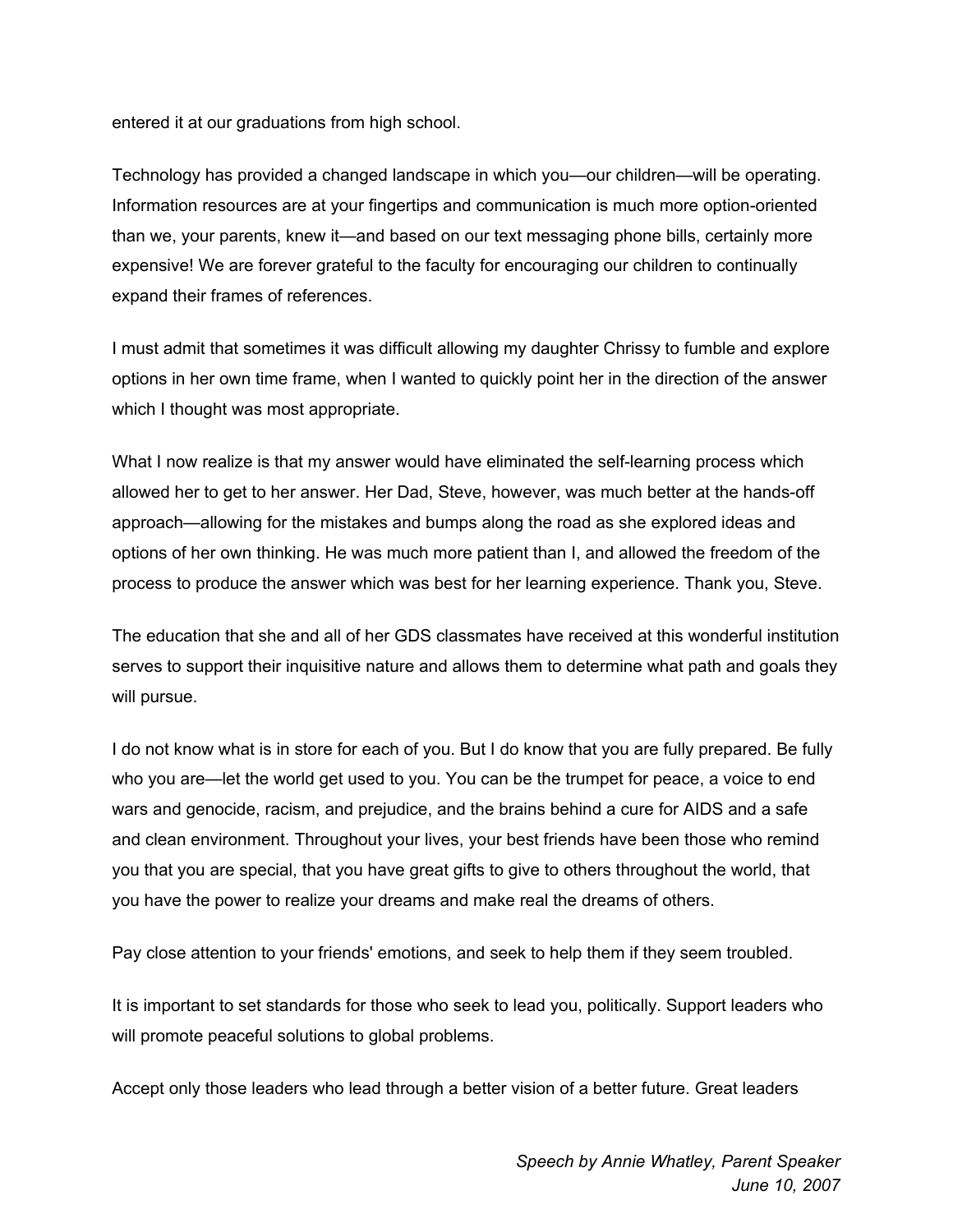entered it at our graduations from high school.

Technology has provided a changed landscape in which you—our children—will be operating. Information resources are at your fingertips and communication is much more option-oriented than we, your parents, knew it—and based on our text messaging phone bills, certainly more expensive! We are forever grateful to the faculty for encouraging our children to continually expand their frames of references.

I must admit that sometimes it was difficult allowing my daughter Chrissy to fumble and explore options in her own time frame, when I wanted to quickly point her in the direction of the answer which I thought was most appropriate.

What I now realize is that my answer would have eliminated the self-learning process which allowed her to get to her answer. Her Dad, Steve, however, was much better at the hands-off approach—allowing for the mistakes and bumps along the road as she explored ideas and options of her own thinking. He was much more patient than I, and allowed the freedom of the process to produce the answer which was best for her learning experience. Thank you, Steve.

The education that she and all of her GDS classmates have received at this wonderful institution serves to support their inquisitive nature and allows them to determine what path and goals they will pursue.

I do not know what is in store for each of you. But I do know that you are fully prepared. Be fully who you are—let the world get used to you. You can be the trumpet for peace, a voice to end wars and genocide, racism, and prejudice, and the brains behind a cure for AIDS and a safe and clean environment. Throughout your lives, your best friends have been those who remind you that you are special, that you have great gifts to give to others throughout the world, that you have the power to realize your dreams and make real the dreams of others.

Pay close attention to your friends' emotions, and seek to help them if they seem troubled.

It is important to set standards for those who seek to lead you, politically. Support leaders who will promote peaceful solutions to global problems.

Accept only those leaders who lead through a better vision of a better future. Great leaders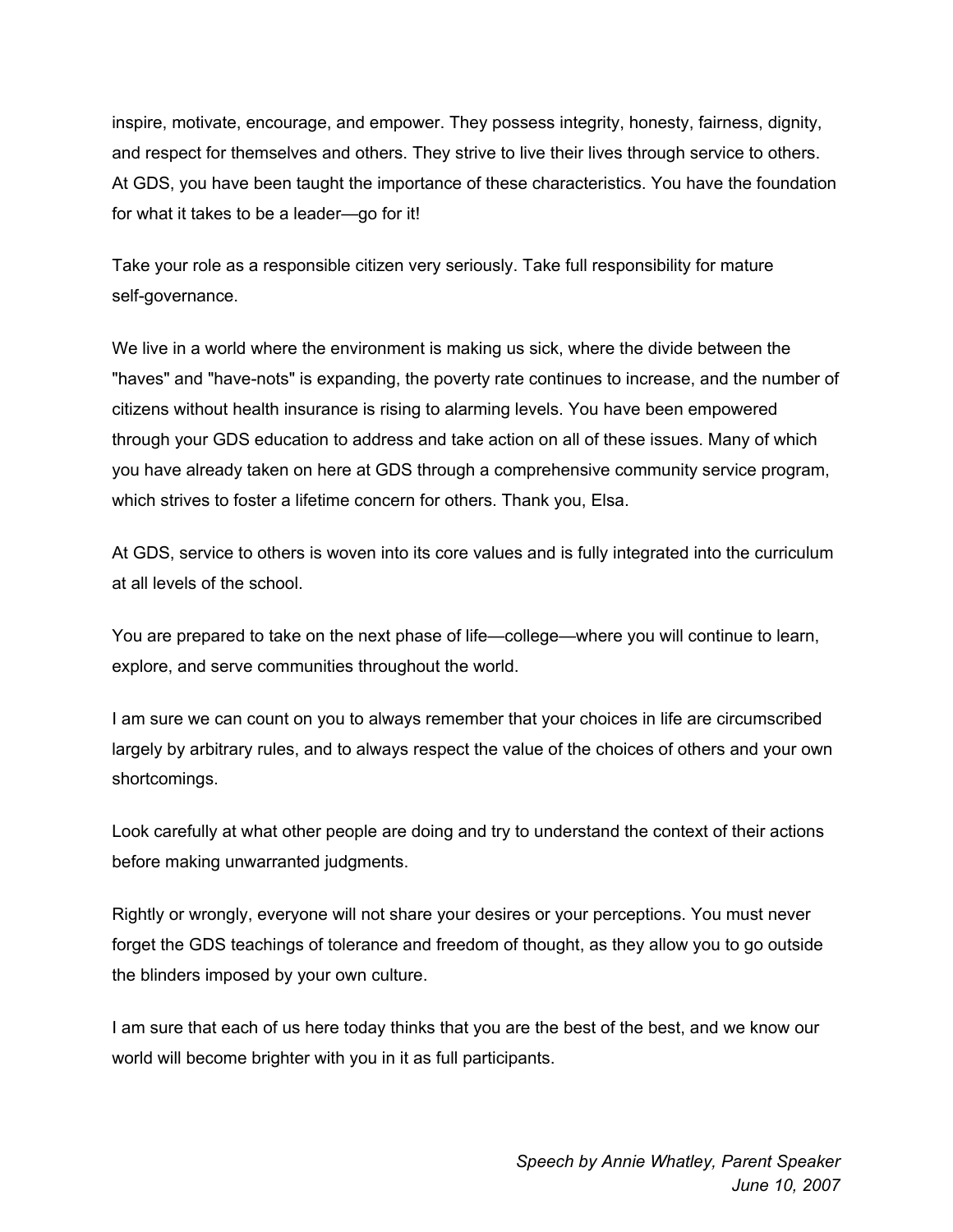inspire, motivate, encourage, and empower. They possess integrity, honesty, fairness, dignity, and respect for themselves and others. They strive to live their lives through service to others. At GDS, you have been taught the importance of these characteristics. You have the foundation for what it takes to be a leader—go for it!

Take your role as a responsible citizen very seriously. Take full responsibility for mature self-governance.

We live in a world where the environment is making us sick, where the divide between the "haves" and "have-nots" is expanding, the poverty rate continues to increase, and the number of citizens without health insurance is rising to alarming levels. You have been empowered through your GDS education to address and take action on all of these issues. Many of which you have already taken on here at GDS through a comprehensive community service program, which strives to foster a lifetime concern for others. Thank you, Elsa.

At GDS, service to others is woven into its core values and is fully integrated into the curriculum at all levels of the school.

You are prepared to take on the next phase of life—college—where you will continue to learn, explore, and serve communities throughout the world.

I am sure we can count on you to always remember that your choices in life are circumscribed largely by arbitrary rules, and to always respect the value of the choices of others and your own shortcomings.

Look carefully at what other people are doing and try to understand the context of their actions before making unwarranted judgments.

Rightly or wrongly, everyone will not share your desires or your perceptions. You must never forget the GDS teachings of tolerance and freedom of thought, as they allow you to go outside the blinders imposed by your own culture.

I am sure that each of us here today thinks that you are the best of the best, and we know our world will become brighter with you in it as full participants.

*Speech by Annie Whatley, Parent Speaker*
*June 10, 2007*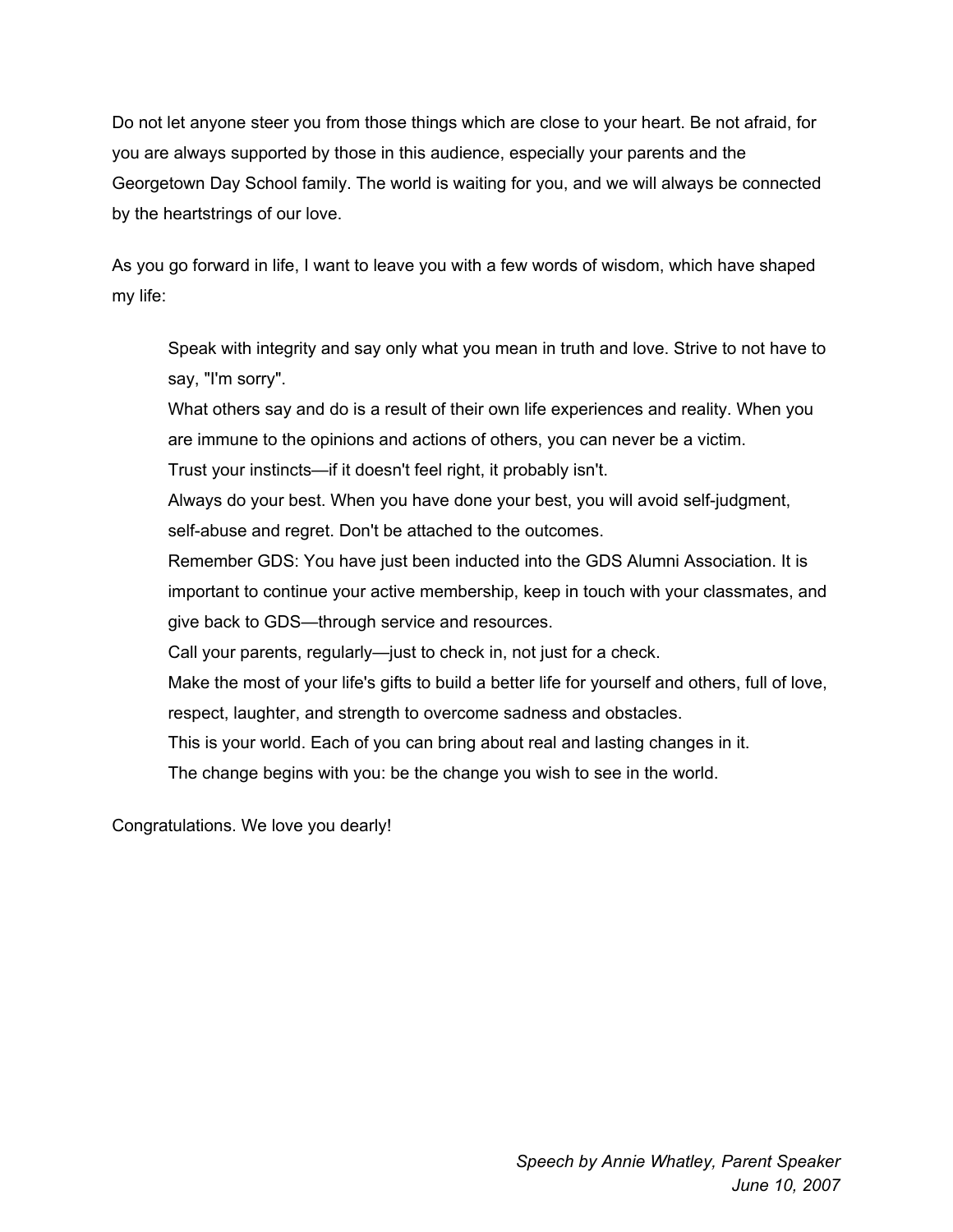Do not let anyone steer you from those things which are close to your heart. Be not afraid, for you are always supported by those in this audience, especially your parents and the Georgetown Day School family. The world is waiting for you, and we will always be connected by the heartstrings of our love.

As you go forward in life, I want to leave you with a few words of wisdom, which have shaped my life:

> Speak with integrity and say only what you mean in truth and love. Strive to not have to say, "I'm sorry".
>
> What others say and do is a result of their own life experiences and reality. When you are immune to the opinions and actions of others, you can never be a victim.
>
> Trust your instincts—if it doesn't feel right, it probably isn't.
>
> Always do your best. When you have done your best, you will avoid self-judgment, self-abuse and regret. Don't be attached to the outcomes.
>
> Remember GDS: You have just been inducted into the GDS Alumni Association. It is important to continue your active membership, keep in touch with your classmates, and give back to GDS—through service and resources.
>
> Call your parents, regularly—just to check in, not just for a check.
>
> Make the most of your life's gifts to build a better life for yourself and others, full of love, respect, laughter, and strength to overcome sadness and obstacles.
>
> This is your world. Each of you can bring about real and lasting changes in it.
>
> The change begins with you: be the change you wish to see in the world.

Congratulations. We love you dearly!

*Speech by Annie Whatley, Parent Speaker*
*June 10, 2007*